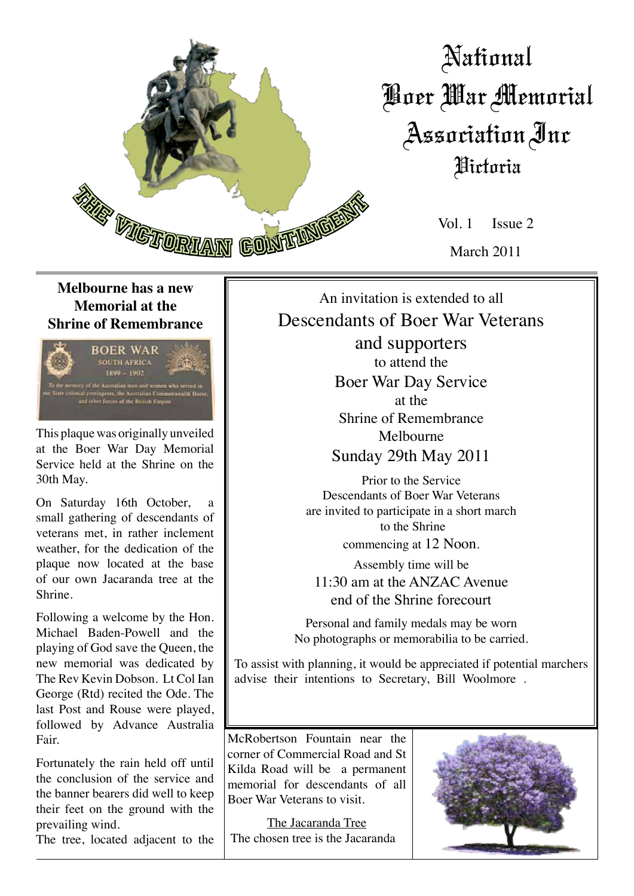# National Boer War Memorial Association Inc Victoria

THE VICTORIAN CONTINGENT

Vol. 1 Issue 2

March 2011

## Melbourne has a new Memorial at the Shrine of Remembrance

BOER WAR
SOUTH AFRICA
1899 – 1902

To the memory of the Australian men and women who served in our State colonial contingents, the Australian Commonwealth Horse, and other forces of the British Empire

This plaque was originally unveiled at the Boer War Day Memorial Service held at the Shrine on the 30th May.

On Saturday 16th October, a small gathering of descendants of veterans met, in rather inclement weather, for the dedication of the plaque now located at the base of our own Jacaranda tree at the Shrine.

Following a welcome by the Hon. Michael Baden-Powell and the playing of God save the Queen, the new memorial was dedicated by The Rev Kevin Dobson. Lt Col Ian George (Rtd) recited the Ode. The last Post and Rouse were played, followed by Advance Australia Fair.

Fortunately the rain held off until the conclusion of the service and the banner bearers did well to keep their feet on the ground with the prevailing wind.

The tree, located adjacent to the McRobertson Fountain near the corner of Commercial Road and St Kilda Road will be a permanent memorial for descendants of all Boer War Veterans to visit.

The Jacaranda Tree

The chosen tree is the Jacaranda

---

An invitation is extended to all

**Descendants of Boer War Veterans and supporters**

to attend the

**Boer War Day Service**

at the

Shrine of Remembrance
Melbourne

**Sunday 29th May 2011**

Prior to the Service
Descendants of Boer War Veterans
are invited to participate in a short march
to the Shrine
commencing at 12 Noon.

Assembly time will be
11:30 am at the ANZAC Avenue
end of the Shrine forecourt

Personal and family medals may be worn
No photographs or memorabilia to be carried.

To assist with planning, it would be appreciated if potential marchers advise their intentions to Secretary, Bill Woolmore .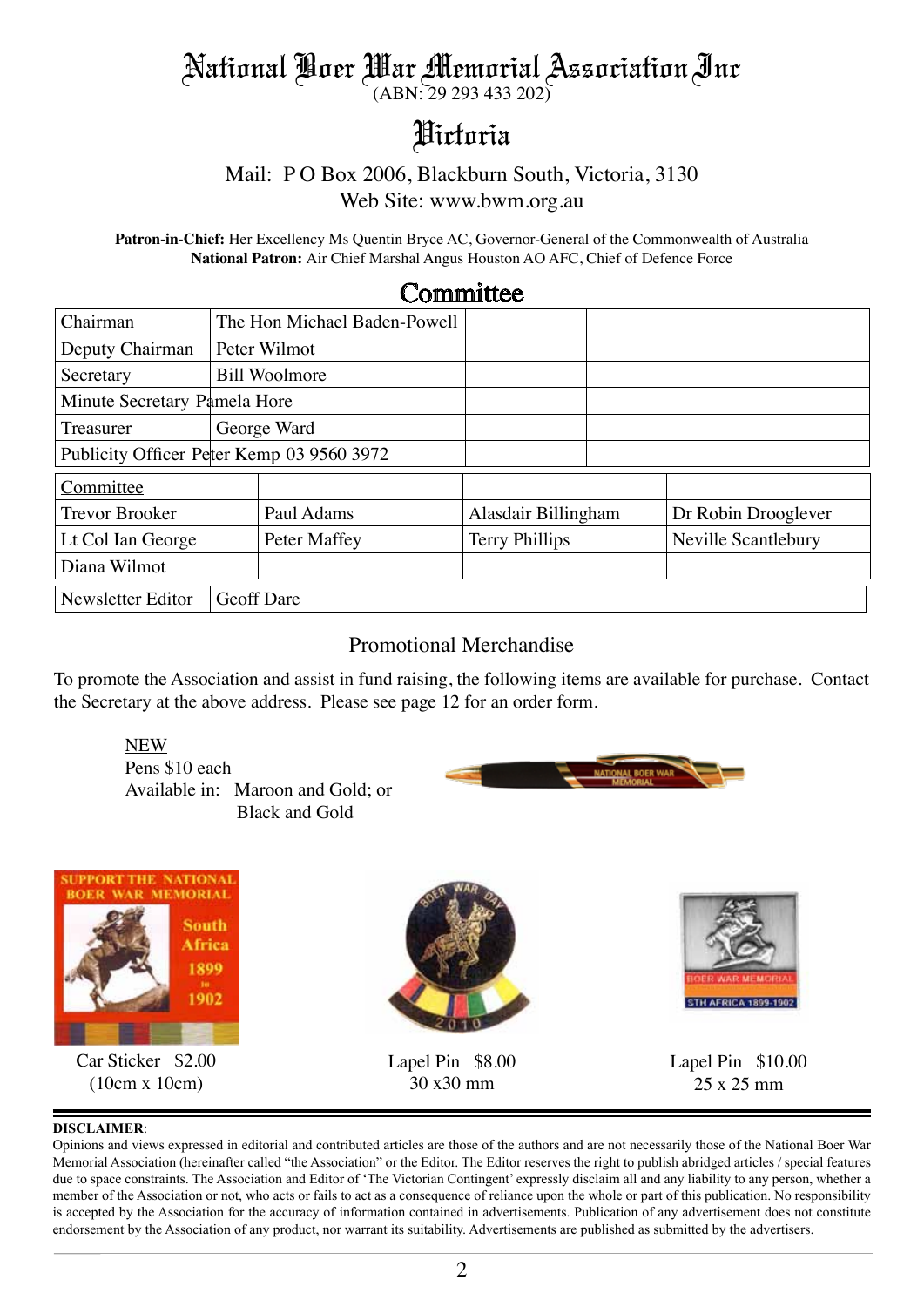# National Boer War Memorial Association Inc
(ABN: 29 293 433 202)

## Victoria

Mail: P O Box 2006, Blackburn South, Victoria, 3130
Web Site: www.bwm.org.au

**Patron-in-Chief:** Her Excellency Ms Quentin Bryce AC, Governor-General of the Commonwealth of Australia
**National Patron:** Air Chief Marshal Angus Houston AO AFC, Chief of Defence Force

## Committee

| Chairman | The Hon Michael Baden-Powell |
|---|---|
| Deputy Chairman | Peter Wilmot |
| Secretary | Bill Woolmore |
| Minute Secretary | Pamela Hore |
| Treasurer | George Ward |
| Publicity Officer | Peter Kemp 03 9560 3972 |

| Committee | | | |
|---|---|---|---|
| Trevor Brooker | Paul Adams | Alasdair Billingham | Dr Robin Drooglever |
| Lt Col Ian George | Peter Maffey | Terry Phillips | Neville Scantlebury |
| Diana Wilmot | | | |

| Newsletter Editor | Geoff Dare |
|---|---|

### Promotional Merchandise

To promote the Association and assist in fund raising, the following items are available for purchase. Contact the Secretary at the above address. Please see page 12 for an order form.

NEW
Pens $10 each
Available in: Maroon and Gold; or Black and Gold

Car Sticker $2.00 (10cm x 10cm)

Lapel Pin $8.00 30 x30 mm

Lapel Pin $10.00 25 x 25 mm

**DISCLAIMER**:
Opinions and views expressed in editorial and contributed articles are those of the authors and are not necessarily those of the National Boer War Memorial Association (hereinafter called "the Association" or the Editor. The Editor reserves the right to publish abridged articles / special features due to space constraints. The Association and Editor of 'The Victorian Contingent' expressly disclaim all and any liability to any person, whether a member of the Association or not, who acts or fails to act as a consequence of reliance upon the whole or part of this publication. No responsibility is accepted by the Association for the accuracy of information contained in advertisements. Publication of any advertisement does not constitute endorsement by the Association of any product, nor warrant its suitability. Advertisements are published as submitted by the advertisers.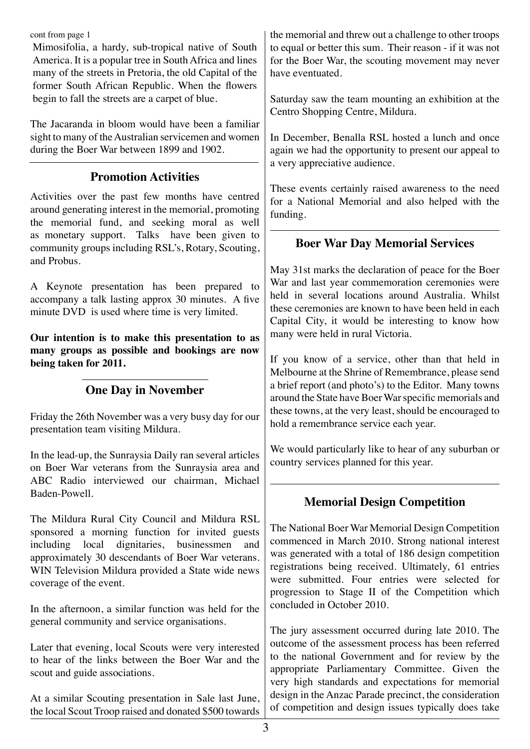cont from page 1

Mimosifolia, a hardy, sub-tropical native of South America. It is a popular tree in South Africa and lines many of the streets in Pretoria, the old Capital of the former South African Republic. When the flowers begin to fall the streets are a carpet of blue.

The Jacaranda in bloom would have been a familiar sight to many of the Australian servicemen and women during the Boer War between 1899 and 1902.

## Promotion Activities

Activities over the past few months have centred around generating interest in the memorial, promoting the memorial fund, and seeking moral as well as monetary support. Talks have been given to community groups including RSL's, Rotary, Scouting, and Probus.

A Keynote presentation has been prepared to accompany a talk lasting approx 30 minutes. A five minute DVD is used where time is very limited.

**Our intention is to make this presentation to as many groups as possible and bookings are now being taken for 2011.**

## One Day in November

Friday the 26th November was a very busy day for our presentation team visiting Mildura.

In the lead-up, the Sunraysia Daily ran several articles on Boer War veterans from the Sunraysia area and ABC Radio interviewed our chairman, Michael Baden-Powell.

The Mildura Rural City Council and Mildura RSL sponsored a morning function for invited guests including local dignitaries, businessmen and approximately 30 descendants of Boer War veterans. WIN Television Mildura provided a State wide news coverage of the event.

In the afternoon, a similar function was held for the general community and service organisations.

Later that evening, local Scouts were very interested to hear of the links between the Boer War and the scout and guide associations.

At a similar Scouting presentation in Sale last June, the local Scout Troop raised and donated $500 towards the memorial and threw out a challenge to other troops to equal or better this sum. Their reason - if it was not for the Boer War, the scouting movement may never have eventuated.

Saturday saw the team mounting an exhibition at the Centro Shopping Centre, Mildura.

In December, Benalla RSL hosted a lunch and once again we had the opportunity to present our appeal to a very appreciative audience.

These events certainly raised awareness to the need for a National Memorial and also helped with the funding.

## Boer War Day Memorial Services

May 31st marks the declaration of peace for the Boer War and last year commemoration ceremonies were held in several locations around Australia. Whilst these ceremonies are known to have been held in each Capital City, it would be interesting to know how many were held in rural Victoria.

If you know of a service, other than that held in Melbourne at the Shrine of Remembrance, please send a brief report (and photo's) to the Editor. Many towns around the State have Boer War specific memorials and these towns, at the very least, should be encouraged to hold a remembrance service each year.

We would particularly like to hear of any suburban or country services planned for this year.

## Memorial Design Competition

The National Boer War Memorial Design Competition commenced in March 2010. Strong national interest was generated with a total of 186 design competition registrations being received. Ultimately, 61 entries were submitted. Four entries were selected for progression to Stage II of the Competition which concluded in October 2010.

The jury assessment occurred during late 2010. The outcome of the assessment process has been referred to the national Government and for review by the appropriate Parliamentary Committee. Given the very high standards and expectations for memorial design in the Anzac Parade precinct, the consideration of competition and design issues typically does take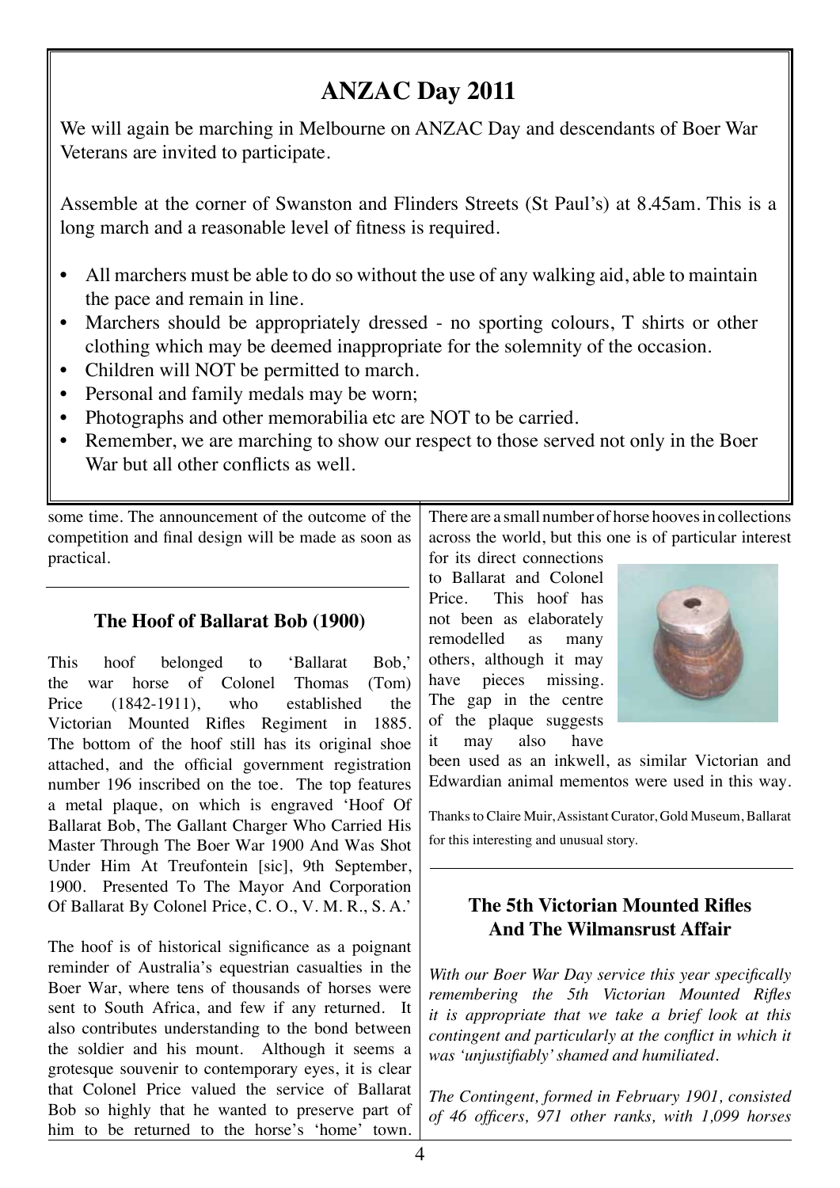## ANZAC Day 2011

We will again be marching in Melbourne on ANZAC Day and descendants of Boer War Veterans are invited to participate.

Assemble at the corner of Swanston and Flinders Streets (St Paul's) at 8.45am. This is a long march and a reasonable level of fitness is required.

- All marchers must be able to do so without the use of any walking aid, able to maintain the pace and remain in line.
- Marchers should be appropriately dressed - no sporting colours, T shirts or other clothing which may be deemed inappropriate for the solemnity of the occasion.
- Children will NOT be permitted to march.
- Personal and family medals may be worn;
- Photographs and other memorabilia etc are NOT to be carried.
- Remember, we are marching to show our respect to those served not only in the Boer War but all other conflicts as well.

some time. The announcement of the outcome of the competition and final design will be made as soon as practical.

### The Hoof of Ballarat Bob (1900)

This hoof belonged to 'Ballarat Bob,' the war horse of Colonel Thomas (Tom) Price (1842-1911), who established the Victorian Mounted Rifles Regiment in 1885. The bottom of the hoof still has its original shoe attached, and the official government registration number 196 inscribed on the toe. The top features a metal plaque, on which is engraved 'Hoof Of Ballarat Bob, The Gallant Charger Who Carried His Master Through The Boer War 1900 And Was Shot Under Him At Treufontein [sic], 9th September, 1900. Presented To The Mayor And Corporation Of Ballarat By Colonel Price, C. O., V. M. R., S. A.'

The hoof is of historical significance as a poignant reminder of Australia's equestrian casualties in the Boer War, where tens of thousands of horses were sent to South Africa, and few if any returned. It also contributes understanding to the bond between the soldier and his mount. Although it seems a grotesque souvenir to contemporary eyes, it is clear that Colonel Price valued the service of Ballarat Bob so highly that he wanted to preserve part of him to be returned to the horse's 'home' town. There are a small number of horse hooves in collections across the world, but this one is of particular interest for its direct connections to Ballarat and Colonel Price. This hoof has not been as elaborately remodelled as many others, although it may have pieces missing. The gap in the centre of the plaque suggests it may also have been used as an inkwell, as similar Victorian and Edwardian animal mementos were used in this way.

Thanks to Claire Muir, Assistant Curator, Gold Museum, Ballarat for this interesting and unusual story.

### The 5th Victorian Mounted Rifles And The Wilmansrust Affair

*With our Boer War Day service this year specifically remembering the 5th Victorian Mounted Rifles it is appropriate that we take a brief look at this contingent and particularly at the conflict in which it was 'unjustifiably' shamed and humiliated.*

*The Contingent, formed in February 1901, consisted of 46 officers, 971 other ranks, with 1,099 horses*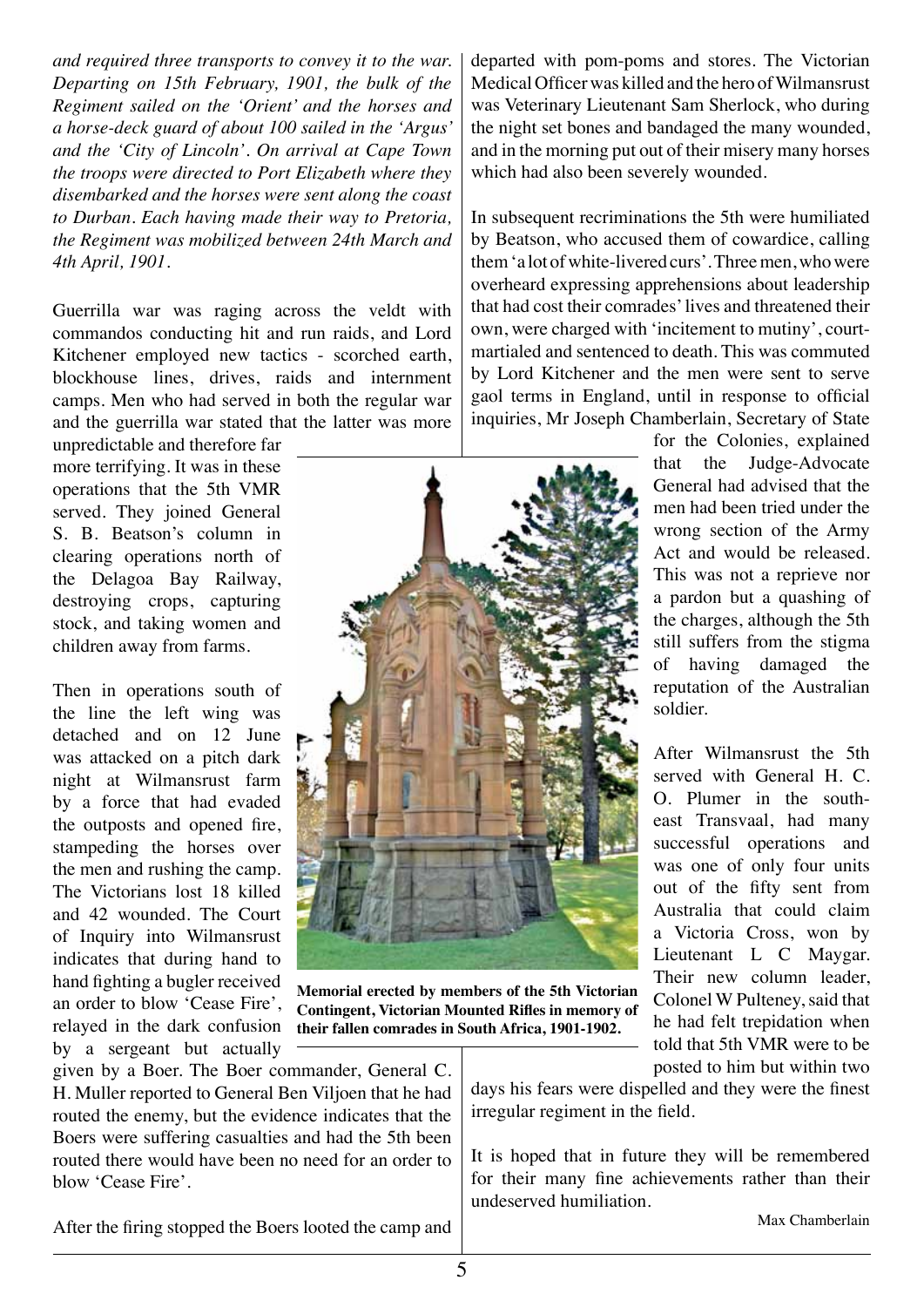*and required three transports to convey it to the war. Departing on 15th February, 1901, the bulk of the Regiment sailed on the 'Orient' and the horses and a horse-deck guard of about 100 sailed in the 'Argus' and the 'City of Lincoln'. On arrival at Cape Town the troops were directed to Port Elizabeth where they disembarked and the horses were sent along the coast to Durban. Each having made their way to Pretoria, the Regiment was mobilized between 24th March and 4th April, 1901.*

Guerrilla war was raging across the veldt with commandos conducting hit and run raids, and Lord Kitchener employed new tactics - scorched earth, blockhouse lines, drives, raids and internment camps. Men who had served in both the regular war and the guerrilla war stated that the latter was more unpredictable and therefore far more terrifying. It was in these operations that the 5th VMR served. They joined General S. B. Beatson's column in clearing operations north of the Delagoa Bay Railway, destroying crops, capturing stock, and taking women and children away from farms.

Then in operations south of the line the left wing was detached and on 12 June was attacked on a pitch dark night at Wilmansrust farm by a force that had evaded the outposts and opened fire, stampeding the horses over the men and rushing the camp. The Victorians lost 18 killed and 42 wounded. The Court of Inquiry into Wilmansrust indicates that during hand to hand fighting a bugler received an order to blow 'Cease Fire', relayed in the dark confusion by a sergeant but actually given by a Boer. The Boer commander, General C. H. Muller reported to General Ben Viljoen that he had routed the enemy, but the evidence indicates that the Boers were suffering casualties and had the 5th been routed there would have been no need for an order to blow 'Cease Fire'.

After the firing stopped the Boers looted the camp and departed with pom-poms and stores. The Victorian Medical Officer was killed and the hero of Wilmansrust was Veterinary Lieutenant Sam Sherlock, who during the night set bones and bandaged the many wounded, and in the morning put out of their misery many horses which had also been severely wounded.

In subsequent recriminations the 5th were humiliated by Beatson, who accused them of cowardice, calling them 'a lot of white-livered curs'. Three men, who were overheard expressing apprehensions about leadership that had cost their comrades' lives and threatened their own, were charged with 'incitement to mutiny', court-martialed and sentenced to death. This was commuted by Lord Kitchener and the men were sent to serve gaol terms in England, until in response to official inquiries, Mr Joseph Chamberlain, Secretary of State for the Colonies, explained that the Judge-Advocate General had advised that the men had been tried under the wrong section of the Army Act and would be released. This was not a reprieve nor a pardon but a quashing of the charges, although the 5th still suffers from the stigma of having damaged the reputation of the Australian soldier.

**Memorial erected by members of the 5th Victorian Contingent, Victorian Mounted Rifles in memory of their fallen comrades in South Africa, 1901-1902.**

After Wilmansrust the 5th served with General H. C. O. Plumer in the south-east Transvaal, had many successful operations and was one of only four units out of the fifty sent from Australia that could claim a Victoria Cross, won by Lieutenant L C Maygar. Their new column leader, Colonel W Pulteney, said that he had felt trepidation when told that 5th VMR were to be posted to him but within two days his fears were dispelled and they were the finest irregular regiment in the field.

It is hoped that in future they will be remembered for their many fine achievements rather than their undeserved humiliation.

Max Chamberlain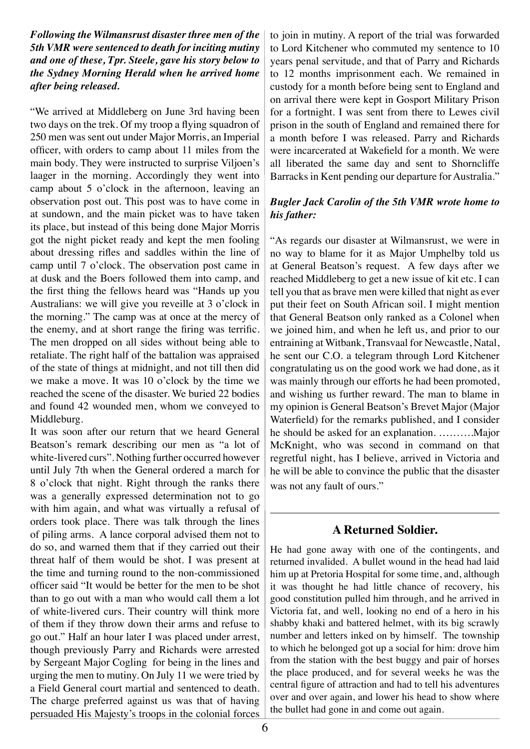***Following the Wilmansrust disaster three men of the 5th VMR were sentenced to death for inciting mutiny and one of these, Tpr. Steele, gave his story below to the Sydney Morning Herald when he arrived home after being released.***

"We arrived at Middleberg on June 3rd having been two days on the trek. Of my troop a flying squadron of 250 men was sent out under Major Morris, an Imperial officer, with orders to camp about 11 miles from the main body. They were instructed to surprise Viljoen's laager in the morning. Accordingly they went into camp about 5 o'clock in the afternoon, leaving an observation post out. This post was to have come in at sundown, and the main picket was to have taken its place, but instead of this being done Major Morris got the night picket ready and kept the men fooling about dressing rifles and saddles within the line of camp until 7 o'clock. The observation post came in at dusk and the Boers followed them into camp, and the first thing the fellows heard was "Hands up you Australians: we will give you reveille at 3 o'clock in the morning." The camp was at once at the mercy of the enemy, and at short range the firing was terrific. The men dropped on all sides without being able to retaliate. The right half of the battalion was appraised of the state of things at midnight, and not till then did we make a move. It was 10 o'clock by the time we reached the scene of the disaster. We buried 22 bodies and found 42 wounded men, whom we conveyed to Middleburg.

It was soon after our return that we heard General Beatson's remark describing our men as "a lot of white-livered curs". Nothing further occurred however until July 7th when the General ordered a march for 8 o'clock that night. Right through the ranks there was a generally expressed determination not to go with him again, and what was virtually a refusal of orders took place. There was talk through the lines of piling arms. A lance corporal advised them not to do so, and warned them that if they carried out their threat half of them would be shot. I was present at the time and turning round to the non-commissioned officer said "It would be better for the men to be shot than to go out with a man who would call them a lot of white-livered curs. Their country will think more of them if they throw down their arms and refuse to go out." Half an hour later I was placed under arrest, though previously Parry and Richards were arrested by Sergeant Major Cogling for being in the lines and urging the men to mutiny. On July 11 we were tried by a Field General court martial and sentenced to death. The charge preferred against us was that of having persuaded His Majesty's troops in the colonial forces to join in mutiny. A report of the trial was forwarded to Lord Kitchener who commuted my sentence to 10 years penal servitude, and that of Parry and Richards to 12 months imprisonment each. We remained in custody for a month before being sent to England and on arrival there were kept in Gosport Military Prison for a fortnight. I was sent from there to Lewes civil prison in the south of England and remained there for a month before I was released. Parry and Richards were incarcerated at Wakefield for a month. We were all liberated the same day and sent to Shorncliffe Barracks in Kent pending our departure for Australia."

***Bugler Jack Carolin of the 5th VMR wrote home to his father:***

"As regards our disaster at Wilmansrust, we were in no way to blame for it as Major Umphelby told us at General Beatson's request. A few days after we reached Middleberg to get a new issue of kit etc. I can tell you that as brave men were killed that night as ever put their feet on South African soil. I might mention that General Beatson only ranked as a Colonel when we joined him, and when he left us, and prior to our entraining at Witbank, Transvaal for Newcastle, Natal, he sent our C.O. a telegram through Lord Kitchener congratulating us on the good work we had done, as it was mainly through our efforts he had been promoted, and wishing us further reward. The man to blame in my opinion is General Beatson's Brevet Major (Major Waterfield) for the remarks published, and I consider he should be asked for an explanation. ……….Major McKnight, who was second in command on that regretful night, has I believe, arrived in Victoria and he will be able to convince the public that the disaster was not any fault of ours."

---

## A Returned Soldier.

He had gone away with one of the contingents, and returned invalided. A bullet wound in the head had laid him up at Pretoria Hospital for some time, and, although it was thought he had little chance of recovery, his good constitution pulled him through, and he arrived in Victoria fat, and well, looking no end of a hero in his shabby khaki and battered helmet, with its big scrawly number and letters inked on by himself. The township to which he belonged got up a social for him: drove him from the station with the best buggy and pair of horses the place produced, and for several weeks he was the central figure of attraction and had to tell his adventures over and over again, and lower his head to show where the bullet had gone in and come out again.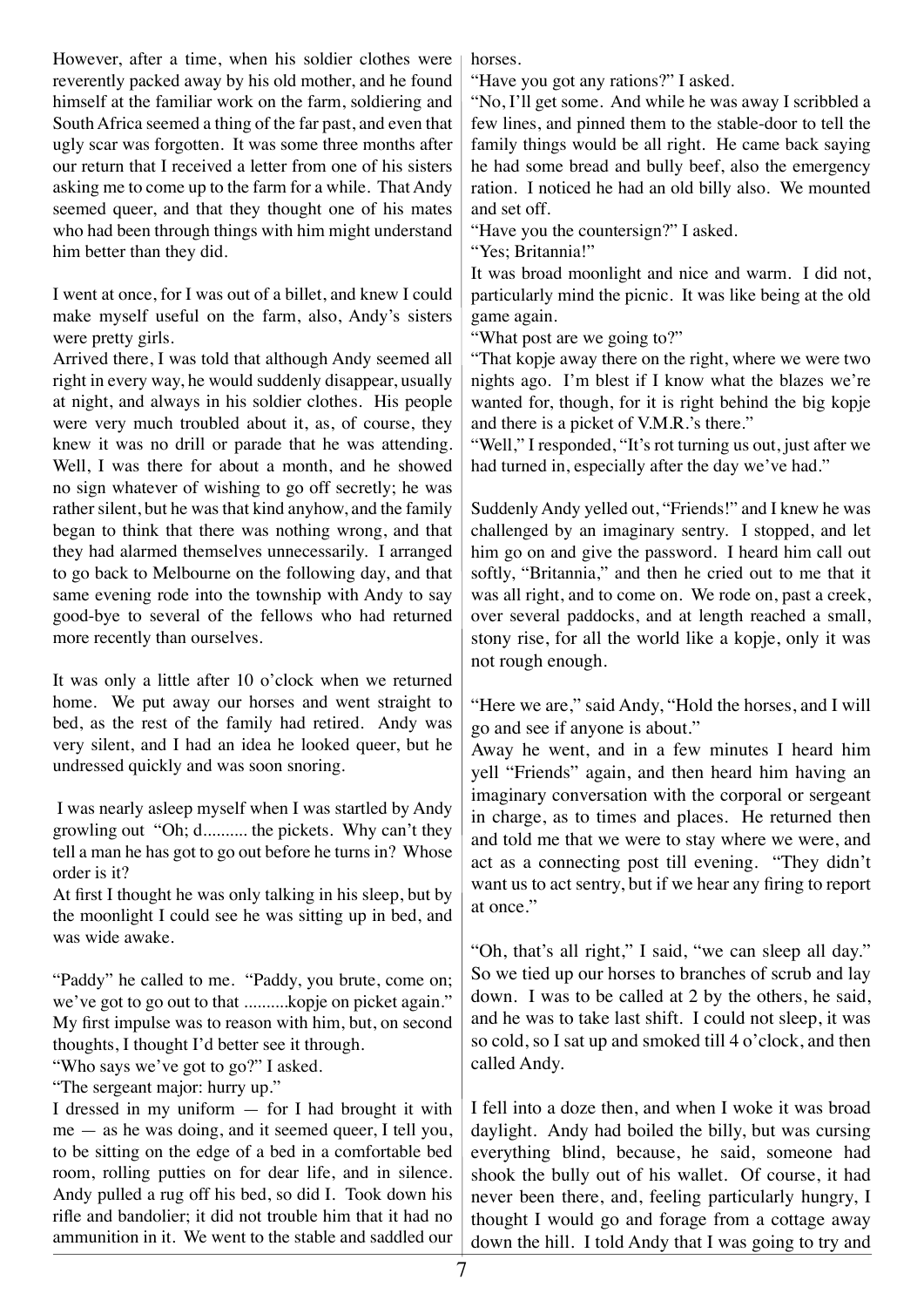However, after a time, when his soldier clothes were reverently packed away by his old mother, and he found himself at the familiar work on the farm, soldiering and South Africa seemed a thing of the far past, and even that ugly scar was forgotten. It was some three months after our return that I received a letter from one of his sisters asking me to come up to the farm for a while. That Andy seemed queer, and that they thought one of his mates who had been through things with him might understand him better than they did.

I went at once, for I was out of a billet, and knew I could make myself useful on the farm, also, Andy's sisters were pretty girls.

Arrived there, I was told that although Andy seemed all right in every way, he would suddenly disappear, usually at night, and always in his soldier clothes. His people were very much troubled about it, as, of course, they knew it was no drill or parade that he was attending. Well, I was there for about a month, and he showed no sign whatever of wishing to go off secretly; he was rather silent, but he was that kind anyhow, and the family began to think that there was nothing wrong, and that they had alarmed themselves unnecessarily. I arranged to go back to Melbourne on the following day, and that same evening rode into the township with Andy to say good-bye to several of the fellows who had returned more recently than ourselves.

It was only a little after 10 o'clock when we returned home. We put away our horses and went straight to bed, as the rest of the family had retired. Andy was very silent, and I had an idea he looked queer, but he undressed quickly and was soon snoring.

I was nearly asleep myself when I was startled by Andy growling out "Oh; d.......... the pickets. Why can't they tell a man he has got to go out before he turns in? Whose order is it?

At first I thought he was only talking in his sleep, but by the moonlight I could see he was sitting up in bed, and was wide awake.

"Paddy" he called to me. "Paddy, you brute, come on; we've got to go out to that ..........kopje on picket again." My first impulse was to reason with him, but, on second thoughts, I thought I'd better see it through.

"Who says we've got to go?" I asked.

"The sergeant major: hurry up."

I dressed in my uniform — for I had brought it with me — as he was doing, and it seemed queer, I tell you, to be sitting on the edge of a bed in a comfortable bed room, rolling puttes on for dear life, and in silence. Andy pulled a rug off his bed, so did I. Took down his rifle and bandolier; it did not trouble him that it had no ammunition in it. We went to the stable and saddled our horses.

"Have you got any rations?" I asked.

"No, I'll get some. And while he was away I scribbled a few lines, and pinned them to the stable-door to tell the family things would be all right. He came back saying he had some bread and bully beef, also the emergency ration. I noticed he had an old billy also. We mounted and set off.

"Have you the countersign?" I asked.

"Yes; Britannia!"

It was broad moonlight and nice and warm. I did not, particularly mind the picnic. It was like being at the old game again.

"What post are we going to?"

"That kopje away there on the right, where we were two nights ago. I'm blest if I know what the blazes we're wanted for, though, for it is right behind the big kopje and there is a picket of V.M.R.'s there."

"Well," I responded, "It's rot turning us out, just after we had turned in, especially after the day we've had."

Suddenly Andy yelled out, "Friends!" and I knew he was challenged by an imaginary sentry. I stopped, and let him go on and give the password. I heard him call out softly, "Britannia," and then he cried out to me that it was all right, and to come on. We rode on, past a creek, over several paddocks, and at length reached a small, stony rise, for all the world like a kopje, only it was not rough enough.

"Here we are," said Andy, "Hold the horses, and I will go and see if anyone is about."

Away he went, and in a few minutes I heard him yell "Friends" again, and then heard him having an imaginary conversation with the corporal or sergeant in charge, as to times and places. He returned then and told me that we were to stay where we were, and act as a connecting post till evening. "They didn't want us to act sentry, but if we hear any firing to report at once."

"Oh, that's all right," I said, "we can sleep all day." So we tied up our horses to branches of scrub and lay down. I was to be called at 2 by the others, he said, and he was to take last shift. I could not sleep, it was so cold, so I sat up and smoked till 4 o'clock, and then called Andy.

I fell into a doze then, and when I woke it was broad daylight. Andy had boiled the billy, but was cursing everything blind, because, he said, someone had shook the bully out of his wallet. Of course, it had never been there, and, feeling particularly hungry, I thought I would go and forage from a cottage away down the hill. I told Andy that I was going to try and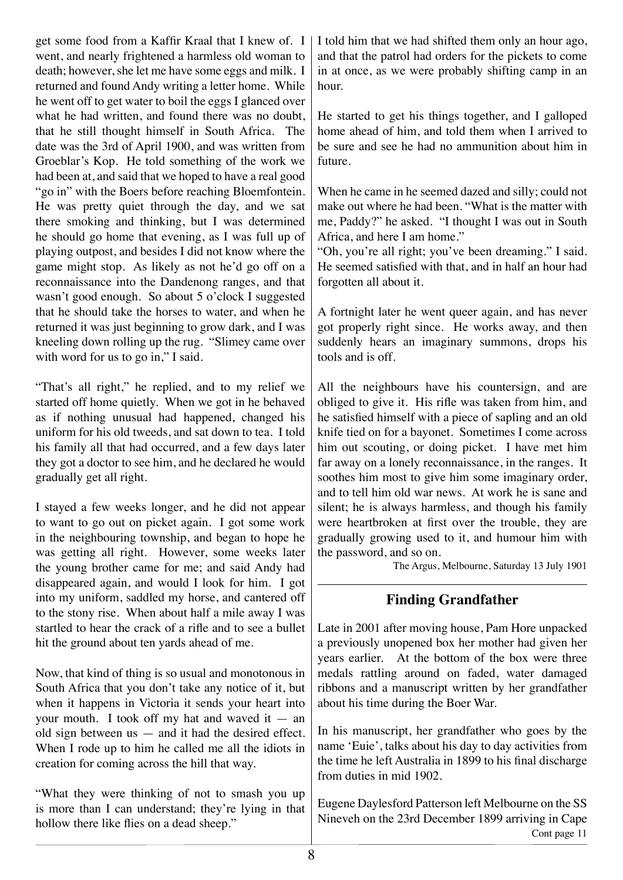get some food from a Kaffir Kraal that I knew of. I went, and nearly frightened a harmless old woman to death; however, she let me have some eggs and milk. I returned and found Andy writing a letter home. While he went off to get water to boil the eggs I glanced over what he had written, and found there was no doubt, that he still thought himself in South Africa. The date was the 3rd of April 1900, and was written from Groeblar's Kop. He told something of the work we had been at, and said that we hoped to have a real good "go in" with the Boers before reaching Bloemfontein. He was pretty quiet through the day, and we sat there smoking and thinking, but I was determined he should go home that evening, as I was full up of playing outpost, and besides I did not know where the game might stop. As likely as not he'd go off on a reconnaissance into the Dandenong ranges, and that wasn't good enough. So about 5 o'clock I suggested that he should take the horses to water, and when he returned it was just beginning to grow dark, and I was kneeling down rolling up the rug. "Slimey came over with word for us to go in," I said.

"That's all right," he replied, and to my relief we started off home quietly. When we got in he behaved as if nothing unusual had happened, changed his uniform for his old tweeds, and sat down to tea. I told his family all that had occurred, and a few days later they got a doctor to see him, and he declared he would gradually get all right.

I stayed a few weeks longer, and he did not appear to want to go out on picket again. I got some work in the neighbouring township, and began to hope he was getting all right. However, some weeks later the young brother came for me; and said Andy had disappeared again, and would I look for him. I got into my uniform, saddled my horse, and cantered off to the stony rise. When about half a mile away I was startled to hear the crack of a rifle and to see a bullet hit the ground about ten yards ahead of me.

Now, that kind of thing is so usual and monotonous in South Africa that you don't take any notice of it, but when it happens in Victoria it sends your heart into your mouth. I took off my hat and waved it — an old sign between us — and it had the desired effect. When I rode up to him he called me all the idiots in creation for coming across the hill that way.

"What they were thinking of not to smash you up is more than I can understand; they're lying in that hollow there like flies on a dead sheep."

I told him that we had shifted them only an hour ago, and that the patrol had orders for the pickets to come in at once, as we were probably shifting camp in an hour.

He started to get his things together, and I galloped home ahead of him, and told them when I arrived to be sure and see he had no ammunition about him in future.

When he came in he seemed dazed and silly; could not make out where he had been. "What is the matter with me, Paddy?" he asked. "I thought I was out in South Africa, and here I am home."

"Oh, you're all right; you've been dreaming." I said. He seemed satisfied with that, and in half an hour had forgotten all about it.

A fortnight later he went queer again, and has never got properly right since. He works away, and then suddenly hears an imaginary summons, drops his tools and is off.

All the neighbours have his countersign, and are obliged to give it. His rifle was taken from him, and he satisfied himself with a piece of sapling and an old knife tied on for a bayonet. Sometimes I come across him out scouting, or doing picket. I have met him far away on a lonely reconnaissance, in the ranges. It soothes him most to give him some imaginary order, and to tell him old war news. At work he is sane and silent; he is always harmless, and though his family were heartbroken at first over the trouble, they are gradually growing used to it, and humour him with the password, and so on.

The Argus, Melbourne, Saturday 13 July 1901

## Finding Grandfather

Late in 2001 after moving house, Pam Hore unpacked a previously unopened box her mother had given her years earlier. At the bottom of the box were three medals rattling around on faded, water damaged ribbons and a manuscript written by her grandfather about his time during the Boer War.

In his manuscript, her grandfather who goes by the name 'Euie', talks about his day to day activities from the time he left Australia in 1899 to his final discharge from duties in mid 1902.

Eugene Daylesford Patterson left Melbourne on the SS Nineveh on the 23rd December 1899 arriving in Cape

Cont page 11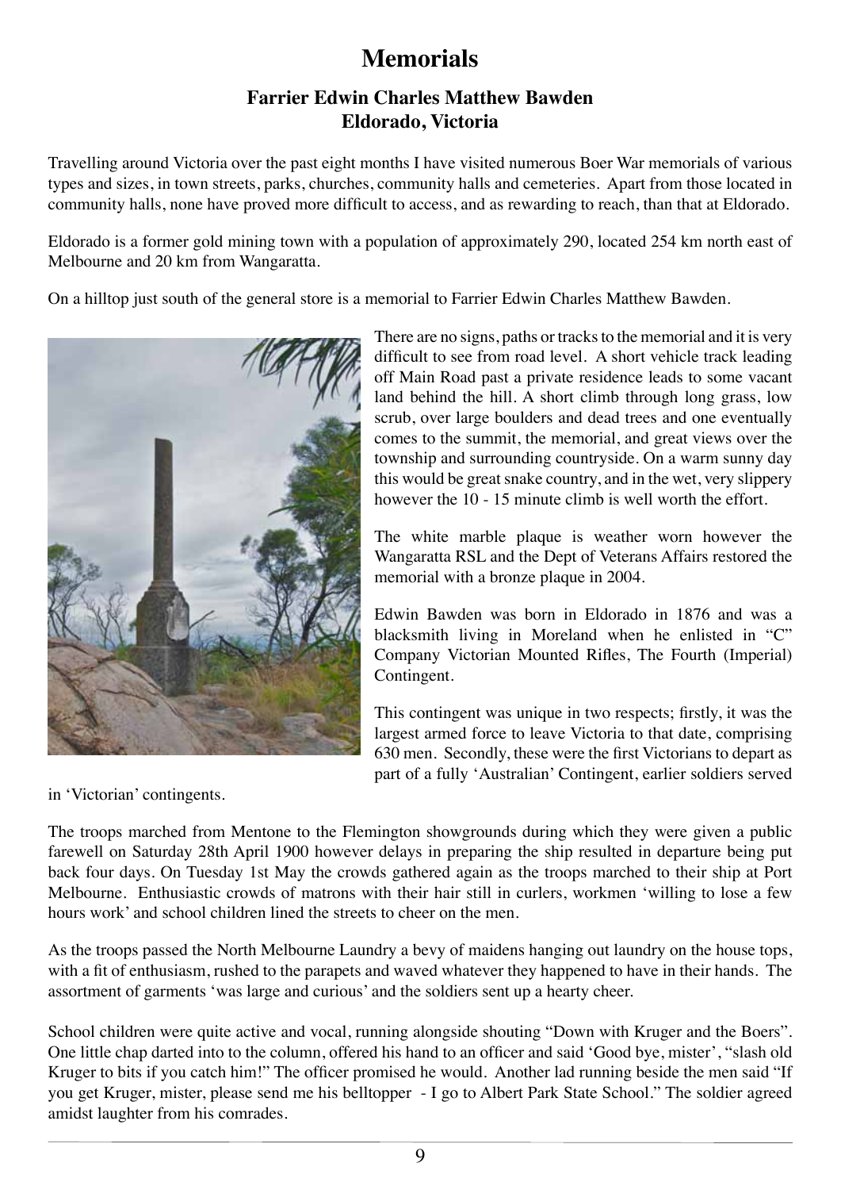# Memorials

## Farrier Edwin Charles Matthew Bawden
## Eldorado, Victoria

Travelling around Victoria over the past eight months I have visited numerous Boer War memorials of various types and sizes, in town streets, parks, churches, community halls and cemeteries. Apart from those located in community halls, none have proved more difficult to access, and as rewarding to reach, than that at Eldorado.

Eldorado is a former gold mining town with a population of approximately 290, located 254 km north east of Melbourne and 20 km from Wangaratta.

On a hilltop just south of the general store is a memorial to Farrier Edwin Charles Matthew Bawden.

There are no signs, paths or tracks to the memorial and it is very difficult to see from road level. A short vehicle track leading off Main Road past a private residence leads to some vacant land behind the hill. A short climb through long grass, low scrub, over large boulders and dead trees and one eventually comes to the summit, the memorial, and great views over the township and surrounding countryside. On a warm sunny day this would be great snake country, and in the wet, very slippery however the 10 - 15 minute climb is well worth the effort.

The white marble plaque is weather worn however the Wangaratta RSL and the Dept of Veterans Affairs restored the memorial with a bronze plaque in 2004.

Edwin Bawden was born in Eldorado in 1876 and was a blacksmith living in Moreland when he enlisted in "C" Company Victorian Mounted Rifles, The Fourth (Imperial) Contingent.

This contingent was unique in two respects; firstly, it was the largest armed force to leave Victoria to that date, comprising 630 men. Secondly, these were the first Victorians to depart as part of a fully 'Australian' Contingent, earlier soldiers served in 'Victorian' contingents.

The troops marched from Mentone to the Flemington showgrounds during which they were given a public farewell on Saturday 28th April 1900 however delays in preparing the ship resulted in departure being put back four days. On Tuesday 1st May the crowds gathered again as the troops marched to their ship at Port Melbourne. Enthusiastic crowds of matrons with their hair still in curlers, workmen 'willing to lose a few hours work' and school children lined the streets to cheer on the men.

As the troops passed the North Melbourne Laundry a bevy of maidens hanging out laundry on the house tops, with a fit of enthusiasm, rushed to the parapets and waved whatever they happened to have in their hands. The assortment of garments 'was large and curious' and the soldiers sent up a hearty cheer.

School children were quite active and vocal, running alongside shouting "Down with Kruger and the Boers". One little chap darted into to the column, offered his hand to an officer and said 'Good bye, mister', "slash old Kruger to bits if you catch him!" The officer promised he would. Another lad running beside the men said "If you get Kruger, mister, please send me his belltopper - I go to Albert Park State School." The soldier agreed amidst laughter from his comrades.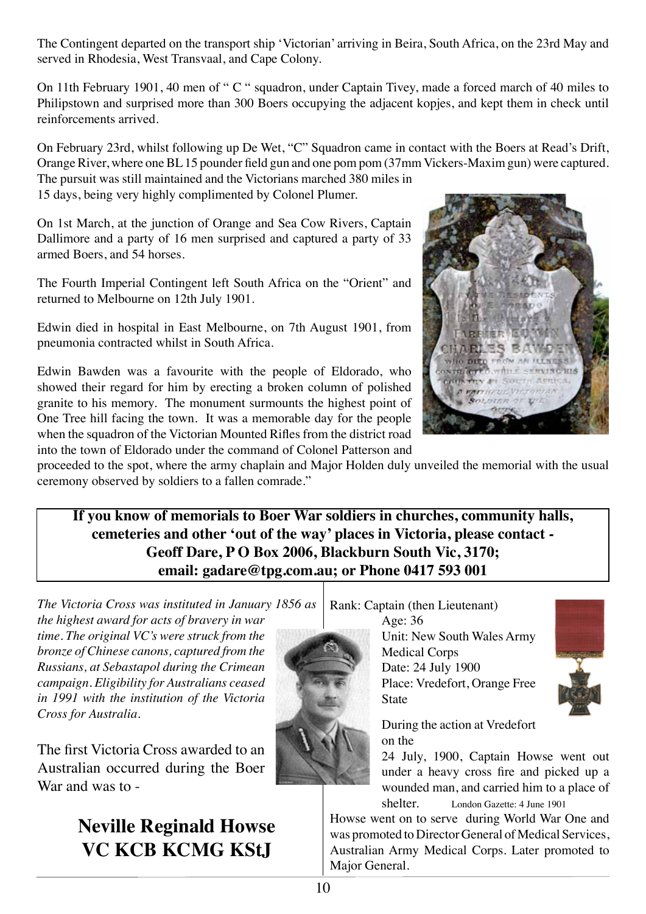The Contingent departed on the transport ship 'Victorian' arriving in Beira, South Africa, on the 23rd May and served in Rhodesia, West Transvaal, and Cape Colony.

On 11th February 1901, 40 men of " C " squadron, under Captain Tivey, made a forced march of 40 miles to Philipstown and surprised more than 300 Boers occupying the adjacent kopjes, and kept them in check until reinforcements arrived.

On February 23rd, whilst following up De Wet, "C" Squadron came in contact with the Boers at Read's Drift, Orange River, where one BL 15 pounder field gun and one pom pom (37mm Vickers-Maxim gun) were captured. The pursuit was still maintained and the Victorians marched 380 miles in 15 days, being very highly complimented by Colonel Plumer.

On 1st March, at the junction of Orange and Sea Cow Rivers, Captain Dallimore and a party of 16 men surprised and captured a party of 33 armed Boers, and 54 horses.

The Fourth Imperial Contingent left South Africa on the "Orient" and returned to Melbourne on 12th July 1901.

Edwin died in hospital in East Melbourne, on 7th August 1901, from pneumonia contracted whilst in South Africa.

Edwin Bawden was a favourite with the people of Eldorado, who showed their regard for him by erecting a broken column of polished granite to his memory. The monument surmounts the highest point of One Tree hill facing the town. It was a memorable day for the people when the squadron of the Victorian Mounted Rifles from the district road into the town of Eldorado under the command of Colonel Patterson and proceeded to the spot, where the army chaplain and Major Holden duly unveiled the memorial with the usual ceremony observed by soldiers to a fallen comrade."

**If you know of memorials to Boer War soldiers in churches, community halls, cemeteries and other 'out of the way' places in Victoria, please contact - Geoff Dare, P O Box 2006, Blackburn South Vic, 3170; email: gadare@tpg.com.au; or Phone 0417 593 001**

*The Victoria Cross was instituted in January 1856 as the highest award for acts of bravery in war time. The original VC's were struck from the bronze of Chinese canons, captured from the Russians, at Sebastapol during the Crimean campaign. Eligibility for Australians ceased in 1991 with the institution of the Victoria Cross for Australia.*

The first Victoria Cross awarded to an Australian occurred during the Boer War and was to -

## Neville Reginald Howse VC KCB KCMG KStJ

Rank: Captain (then Lieutenant)
Age: 36
Unit: New South Wales Army Medical Corps
Date: 24 July 1900
Place: Vredefort, Orange Free State

During the action at Vredefort on the 24 July, 1900, Captain Howse went out under a heavy cross fire and picked up a wounded man, and carried him to a place of shelter. London Gazette: 4 June 1901

Howse went on to serve during World War One and was promoted to Director General of Medical Services, Australian Army Medical Corps. Later promoted to Major General.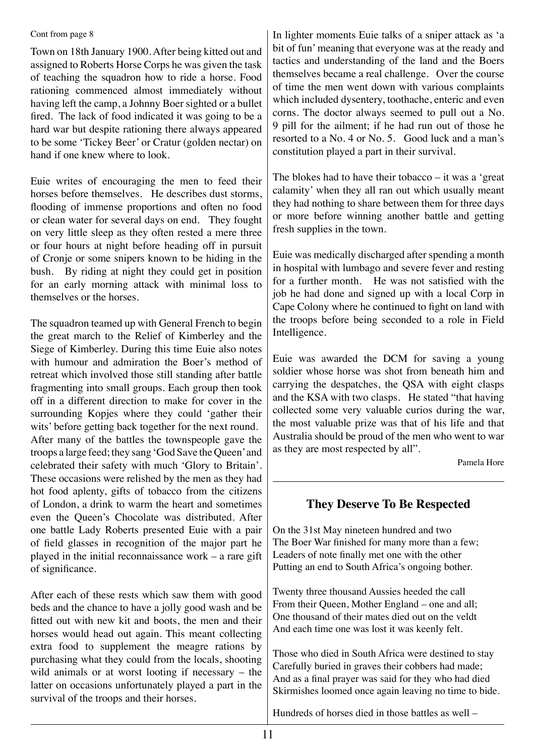Cont from page 8

Town on 18th January 1900. After being kitted out and assigned to Roberts Horse Corps he was given the task of teaching the squadron how to ride a horse. Food rationing commenced almost immediately without having left the camp, a Johnny Boer sighted or a bullet fired. The lack of food indicated it was going to be a hard war but despite rationing there always appeared to be some 'Tickey Beer' or Cratur (golden nectar) on hand if one knew where to look.

Euie writes of encouraging the men to feed their horses before themselves. He describes dust storms, flooding of immense proportions and often no food or clean water for several days on end. They fought on very little sleep as they often rested a mere three or four hours at night before heading off in pursuit of Cronje or some snipers known to be hiding in the bush. By riding at night they could get in position for an early morning attack with minimal loss to themselves or the horses.

The squadron teamed up with General French to begin the great march to the Relief of Kimberley and the Siege of Kimberley. During this time Euie also notes with humour and admiration the Boer's method of retreat which involved those still standing after battle fragmenting into small groups. Each group then took off in a different direction to make for cover in the surrounding Kopjes where they could 'gather their wits' before getting back together for the next round. After many of the battles the townspeople gave the troops a large feed; they sang 'God Save the Queen' and celebrated their safety with much 'Glory to Britain'. These occasions were relished by the men as they had hot food aplenty, gifts of tobacco from the citizens of London, a drink to warm the heart and sometimes even the Queen's Chocolate was distributed. After one battle Lady Roberts presented Euie with a pair of field glasses in recognition of the major part he played in the initial reconnaissance work – a rare gift of significance.

After each of these rests which saw them with good beds and the chance to have a jolly good wash and be fitted out with new kit and boots, the men and their horses would head out again. This meant collecting extra food to supplement the meagre rations by purchasing what they could from the locals, shooting wild animals or at worst looting if necessary – the latter on occasions unfortunately played a part in the survival of the troops and their horses.

In lighter moments Euie talks of a sniper attack as 'a bit of fun' meaning that everyone was at the ready and tactics and understanding of the land and the Boers themselves became a real challenge. Over the course of time the men went down with various complaints which included dysentery, toothache, enteric and even corns. The doctor always seemed to pull out a No. 9 pill for the ailment; if he had run out of those he resorted to a No. 4 or No. 5. Good luck and a man's constitution played a part in their survival.

The blokes had to have their tobacco – it was a 'great calamity' when they all ran out which usually meant they had nothing to share between them for three days or more before winning another battle and getting fresh supplies in the town.

Euie was medically discharged after spending a month in hospital with lumbago and severe fever and resting for a further month. He was not satisfied with the job he had done and signed up with a local Corp in Cape Colony where he continued to fight on land with the troops before being seconded to a role in Field Intelligence.

Euie was awarded the DCM for saving a young soldier whose horse was shot from beneath him and carrying the despatches, the QSA with eight clasps and the KSA with two clasps. He stated "that having collected some very valuable curios during the war, the most valuable prize was that of his life and that Australia should be proud of the men who went to war as they are most respected by all".

Pamela Hore

---

## They Deserve To Be Respected

On the 31st May nineteen hundred and two
The Boer War finished for many more than a few;
Leaders of note finally met one with the other
Putting an end to South Africa's ongoing bother.

Twenty three thousand Aussies heeded the call
From their Queen, Mother England – one and all;
One thousand of their mates died out on the veldt
And each time one was lost it was keenly felt.

Those who died in South Africa were destined to stay
Carefully buried in graves their cobbers had made;
And as a final prayer was said for they who had died
Skirmishes loomed once again leaving no time to bide.

Hundreds of horses died in those battles as well –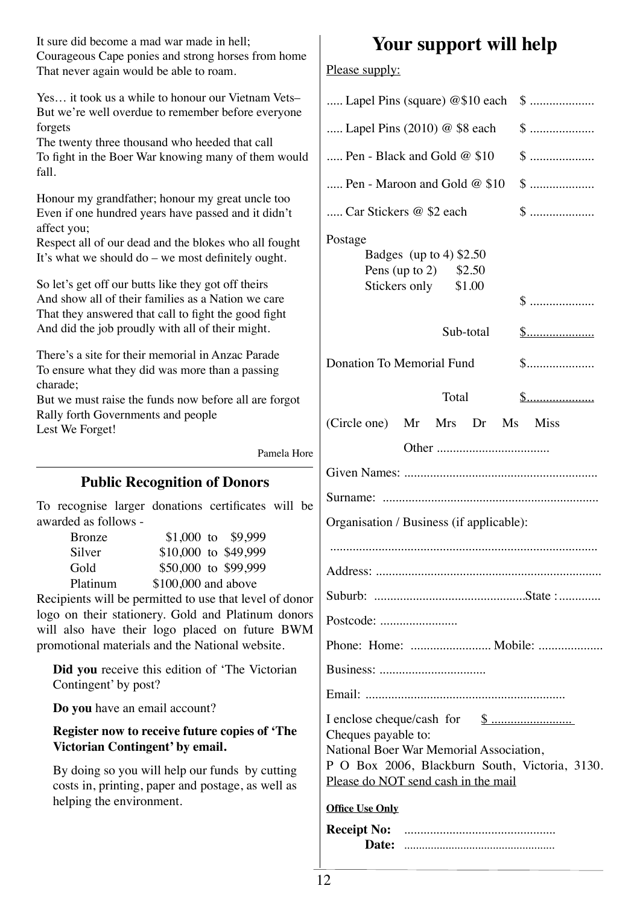It sure did become a mad war made in hell;
Courageous Cape ponies and strong horses from home
That never again would be able to roam.

Yes… it took us a while to honour our Vietnam Vets–
But we're well overdue to remember before everyone forgets
The twenty three thousand who heeded that call
To fight in the Boer War knowing many of them would fall.

Honour my grandfather; honour my great uncle too
Even if one hundred years have passed and it didn't affect you;
Respect all of our dead and the blokes who all fought
It's what we should do – we most definitely ought.

So let's get off our butts like they got off theirs
And show all of their families as a Nation we care
That they answered that call to fight the good fight
And did the job proudly with all of their might.

There's a site for their memorial in Anzac Parade
To ensure what they did was more than a passing charade;
But we must raise the funds now before all are forgot
Rally forth Governments and people
Lest We Forget!

Pamela Hore

## Public Recognition of Donors

To recognise larger donations certificates will be awarded as follows -

| | |
|---|---|
| Bronze | $1,000 to $9,999 |
| Silver | $10,000 to $49,999 |
| Gold | $50,000 to $99,999 |
| Platinum | $100,000 and above |

Recipients will be permitted to use that level of donor logo on their stationery. Gold and Platinum donors will also have their logo placed on future BWM promotional materials and the National website.

**Did you** receive this edition of 'The Victorian Contingent' by post?

**Do you** have an email account?

**Register now to receive future copies of 'The Victorian Contingent' by email.**

By doing so you will help our funds by cutting costs in, printing, paper and postage, as well as helping the environment.

# Your support will help

Please supply:

| | |
|---|---|
| ..... Lapel Pins (square) @$10 each | $ .................... |
| ..... Lapel Pins (2010) @ $8 each | $ .................... |
| ..... Pen - Black and Gold @ $10 | $ .................... |
| ..... Pen - Maroon and Gold @ $10 | $ .................... |
| ..... Car Stickers @ $2 each | $ .................... |

Postage
- Badges (up to 4) $2.50
- Pens (up to 2) $2.50
- Stickers only $1.00

$ ....................

Sub-total $....................

Donation To Memorial Fund $....................

Total $....................

(Circle one) Mr Mrs Dr Ms Miss

Other ..................................

Given Names: ...........................................................

Surname: ..................................................................

Organisation / Business (if applicable):

..................................................................................

Address: .....................................................................

Suburb: ...............................................State :.............

Postcode: ........................

Phone: Home: ......................... Mobile: ....................

Business: ................................

Email: .............................................................

I enclose cheque/cash for $ .........................

Cheques payable to:
National Boer War Memorial Association,
P O Box 2006, Blackburn South, Victoria, 3130.
Please do NOT send cash in the mail

**Office Use Only**

**Receipt No:** ..............................................

**Date:** ................................................